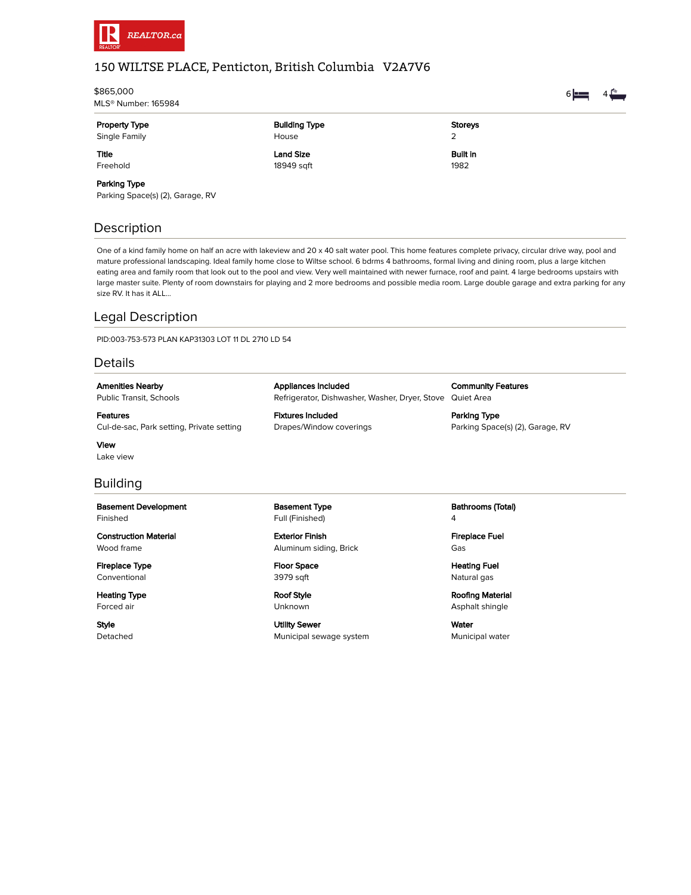REALTOR.ca

# 150 WILTSE PLACE, Penticton, British Columbia V2A7V6

$865,000
MLS® Number: 165984

6 bedrooms 4 bathrooms

| Property Type | Building Type | Storeys |
|---|---|---|
| Single Family | House | 2 |
| **Title** | **Land Size** | **Built in** |
| Freehold | 18949 sqft | 1982 |
| **Parking Type** | | |
| Parking Space(s) (2), Garage, RV | | |

## Description

One of a kind family home on half an acre with lakeview and 20 x 40 salt water pool. This home features complete privacy, circular drive way, pool and mature professional landscaping. Ideal family home close to Wiltse school. 6 bdrms 4 bathrooms, formal living and dining room, plus a large kitchen eating area and family room that look out to the pool and view. Very well maintained with newer furnace, roof and paint. 4 large bedrooms upstairs with large master suite. Plenty of room downstairs for playing and 2 more bedrooms and possible media room. Large double garage and extra parking for any size RV. It has it ALL...

## Legal Description

PID:003-753-573 PLAN KAP31303 LOT 11 DL 2710 LD 54

## Details

| Amenities Nearby | Appliances Included | Community Features |
|---|---|---|
| Public Transit, Schools | Refrigerator, Dishwasher, Washer, Dryer, Stove | Quiet Area |
| **Features** | **Fixtures Included** | **Parking Type** |
| Cul-de-sac, Park setting, Private setting | Drapes/Window coverings | Parking Space(s) (2), Garage, RV |
| **View** | | |
| Lake view | | |

## Building

| Basement Development | Basement Type | Bathrooms (Total) |
|---|---|---|
| Finished | Full (Finished) | 4 |
| **Construction Material** | **Exterior Finish** | **Fireplace Fuel** |
| Wood frame | Aluminum siding, Brick | Gas |
| **Fireplace Type** | **Floor Space** | **Heating Fuel** |
| Conventional | 3979 sqft | Natural gas |
| **Heating Type** | **Roof Style** | **Roofing Material** |
| Forced air | Unknown | Asphalt shingle |
| **Style** | **Utility Sewer** | **Water** |
| Detached | Municipal sewage system | Municipal water |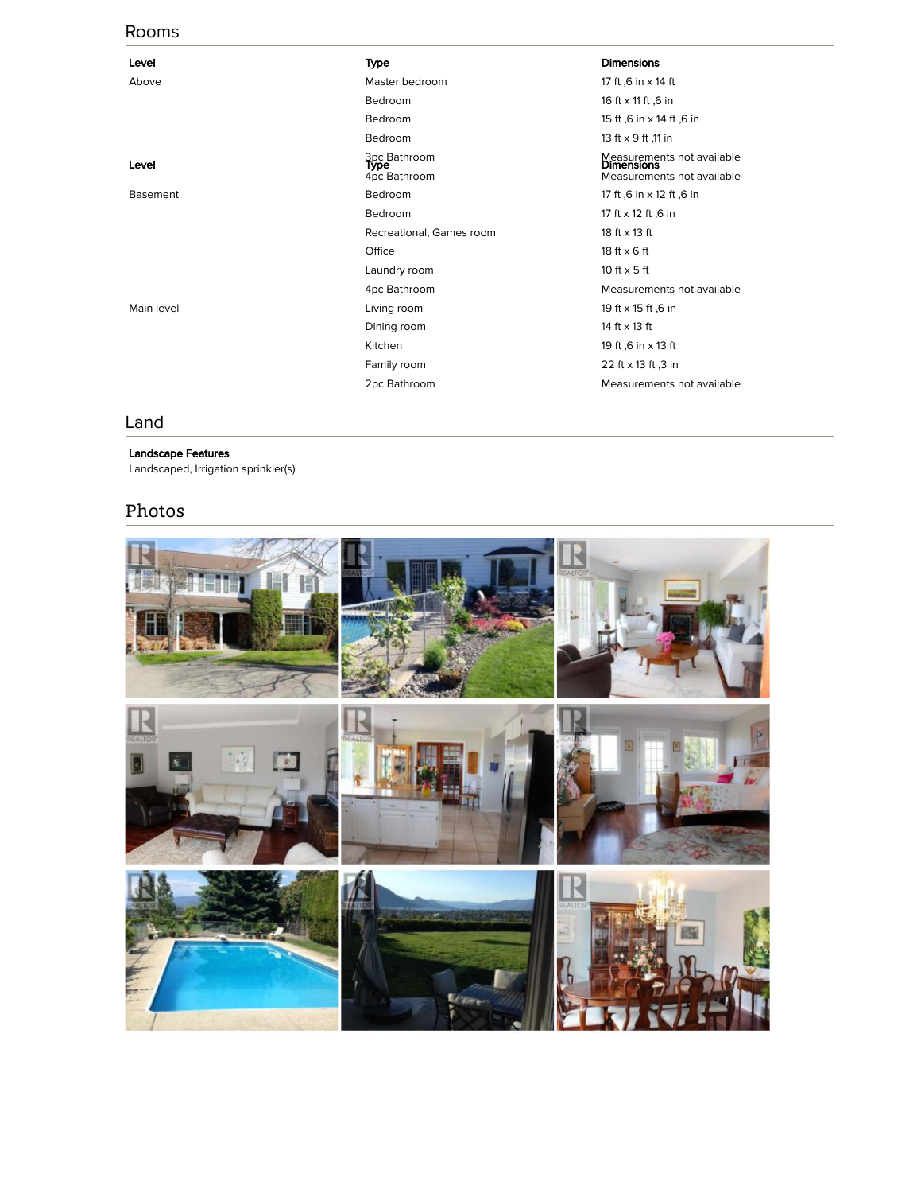## Rooms

| Level | Type | Dimensions |
|---|---|---|
| Above | Master bedroom | 17 ft ,6 in x 14 ft |
| | Bedroom | 16 ft x 11 ft ,6 in |
| | Bedroom | 15 ft ,6 in x 14 ft ,6 in |
| | Bedroom | 13 ft x 9 ft ,11 in |
| | 3pc Bathroom | Measurements not available |
| | 4pc Bathroom | Measurements not available |
| Basement | Bedroom | 17 ft ,6 in x 12 ft ,6 in |
| | Bedroom | 17 ft x 12 ft ,6 in |
| | Recreational, Games room | 18 ft x 13 ft |
| | Office | 18 ft x 6 ft |
| | Laundry room | 10 ft x 5 ft |
| | 4pc Bathroom | Measurements not available |
| Main level | Living room | 19 ft x 15 ft ,6 in |
| | Dining room | 14 ft x 13 ft |
| | Kitchen | 19 ft ,6 in x 13 ft |
| | Family room | 22 ft x 13 ft ,3 in |
| | 2pc Bathroom | Measurements not available |

## Land

**Landscape Features**
Landscaped, Irrigation sprinkler(s)

## Photos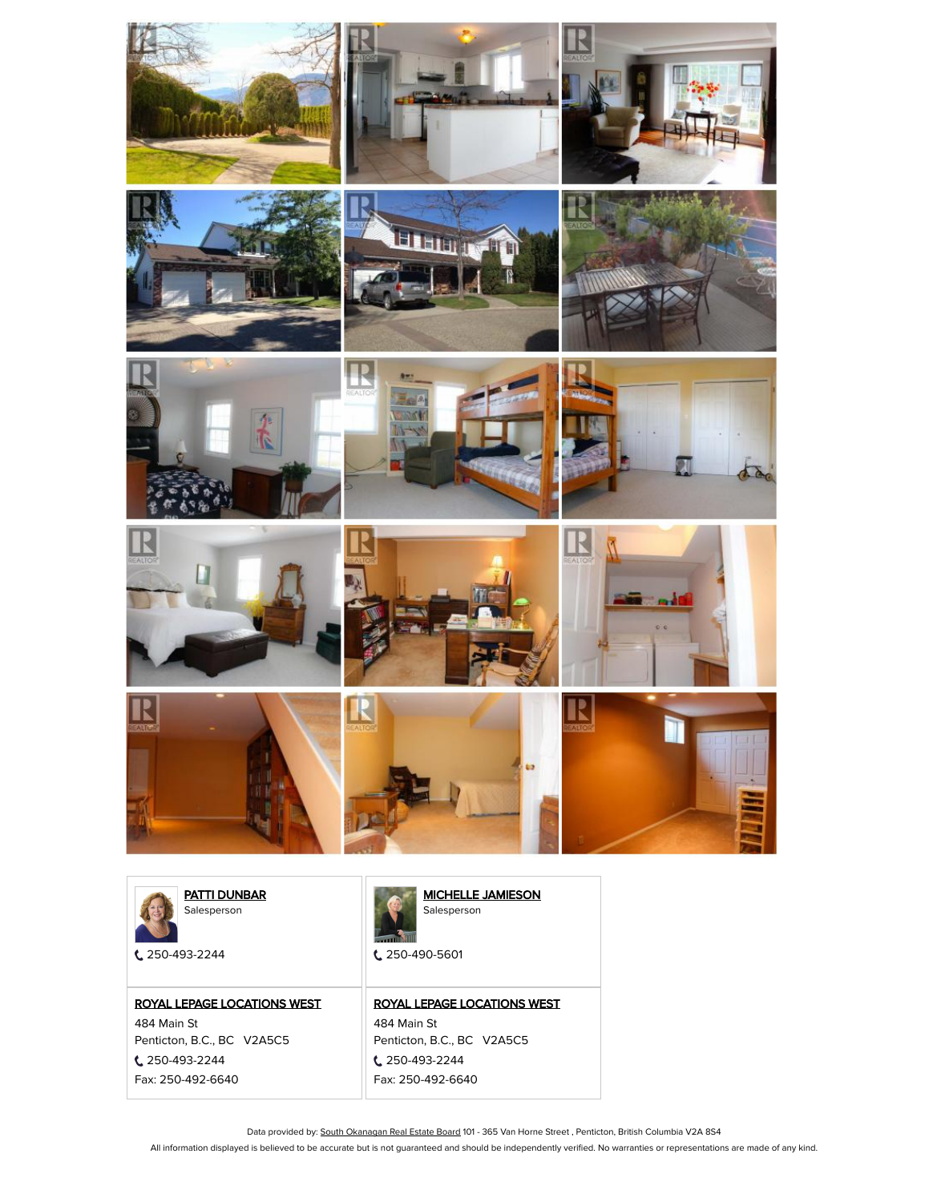**PATTI DUNBAR**
Salesperson

250-493-2244

**ROYAL LEPAGE LOCATIONS WEST**
484 Main St
Penticton, B.C., BC V2A5C5
250-493-2244
Fax: 250-492-6640

**MICHELLE JAMIESON**
Salesperson

250-490-5601

**ROYAL LEPAGE LOCATIONS WEST**
484 Main St
Penticton, B.C., BC V2A5C5
250-493-2244
Fax: 250-492-6640

Data provided by: South Okanagan Real Estate Board 101 - 365 Van Horne Street , Penticton, British Columbia V2A 8S4

All information displayed is believed to be accurate but is not guaranteed and should be independently verified. No warranties or representations are made of any kind.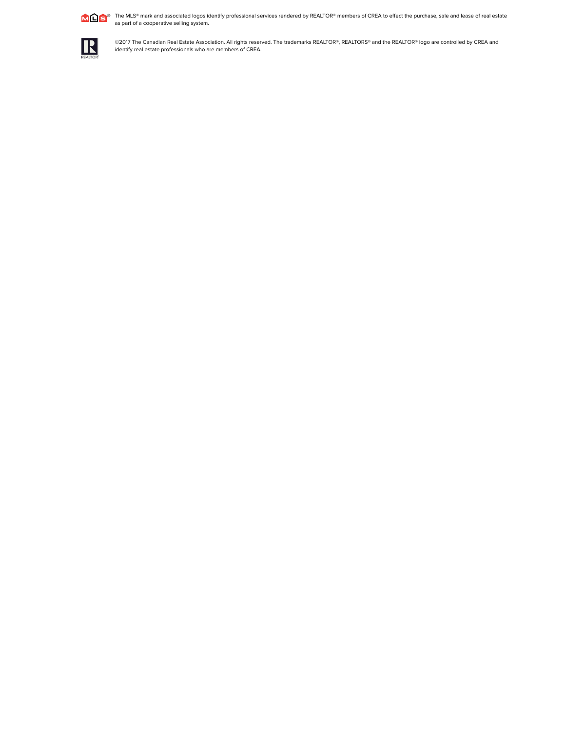The MLS® mark and associated logos identify professional services rendered by REALTOR® members of CREA to effect the purchase, sale and lease of real estate as part of a cooperative selling system.

©2017 The Canadian Real Estate Association. All rights reserved. The trademarks REALTOR®, REALTORS® and the REALTOR® logo are controlled by CREA and identify real estate professionals who are members of CREA.